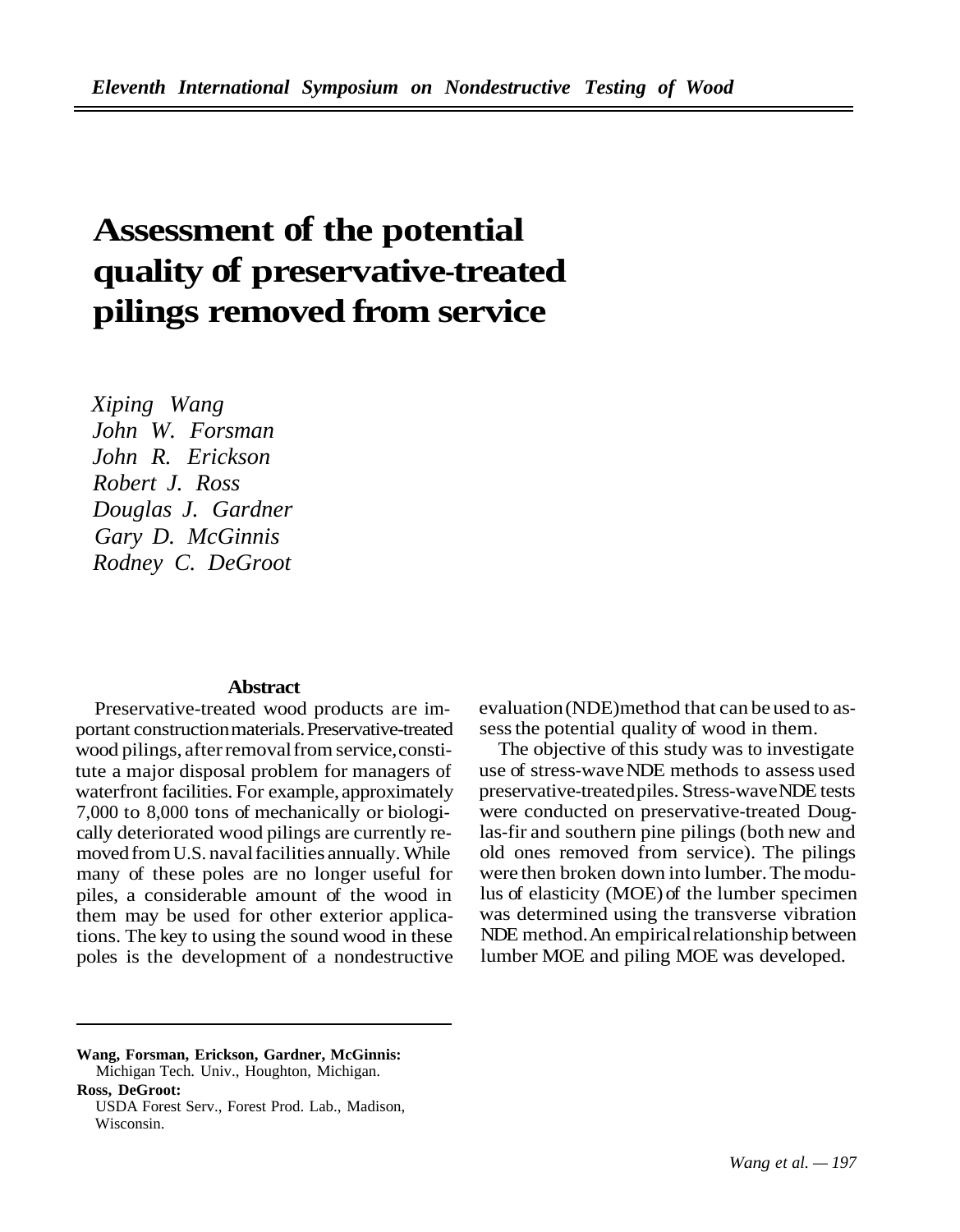# Assessment of the potential quality of preservative-treated pilings removed from service

*Xiping Wang*
*John W. Forsman*
*John R. Erickson*
*Robert J. Ross*
*Douglas J. Gardner*
*Gary D. McGinnis*
*Rodney C. DeGroot*

## Abstract

Preservative-treated wood products are important construction materials. Preservative-treated wood pilings, after removal from service, constitute a major disposal problem for managers of waterfront facilities. For example, approximately 7,000 to 8,000 tons of mechanically or biologically deteriorated wood pilings are currently removed from U.S. naval facilities annually. While many of these poles are no longer useful for piles, a considerable amount of the wood in them may be used for other exterior applications. The key to using the sound wood in these poles is the development of a nondestructive evaluation (NDE) method that can be used to assess the potential quality of wood in them.

The objective of this study was to investigate use of stress-wave NDE methods to assess used preservative-treated piles. Stress-wave NDE tests were conducted on preservative-treated Douglas-fir and southern pine pilings (both new and old ones removed from service). The pilings were then broken down into lumber. The modulus of elasticity (MOE) of the lumber specimen was determined using the transverse vibration NDE method. An empirical relationship between lumber MOE and piling MOE was developed.

---

**Wang, Forsman, Erickson, Gardner, McGinnis:** Michigan Tech. Univ., Houghton, Michigan.

**Ross, DeGroot:** USDA Forest Serv., Forest Prod. Lab., Madison, Wisconsin.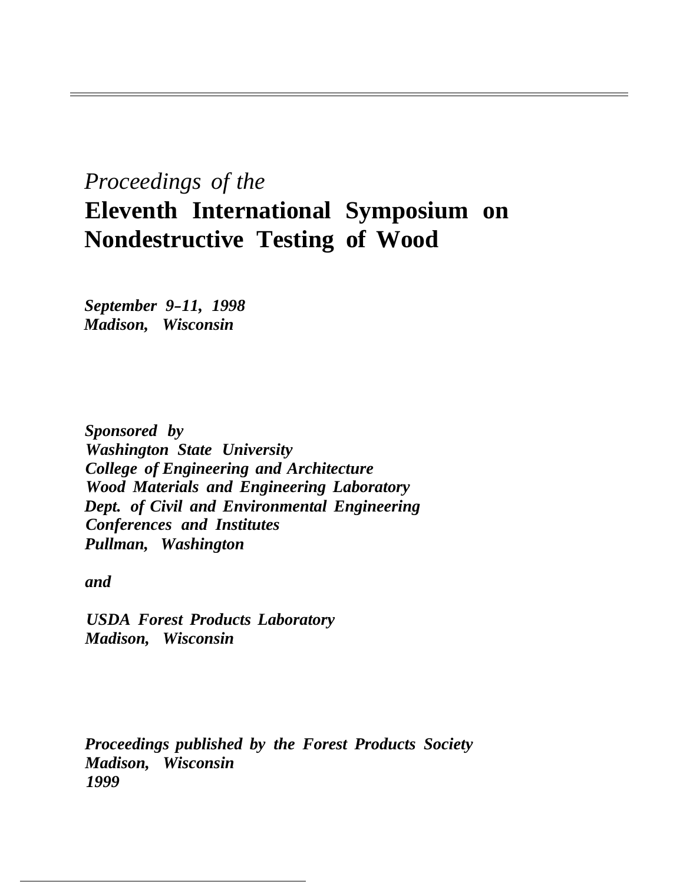*Proceedings of the*

# Eleventh International Symposium on Nondestructive Testing of Wood

***September 9–11, 1998***
***Madison, Wisconsin***

***Sponsored by***
***Washington State University***
***College of Engineering and Architecture***
***Wood Materials and Engineering Laboratory***
***Dept. of Civil and Environmental Engineering***
***Conferences and Institutes***
***Pullman, Washington***

***and***

***USDA Forest Products Laboratory***
***Madison, Wisconsin***

***Proceedings published by the Forest Products Society***
***Madison, Wisconsin***
***1999***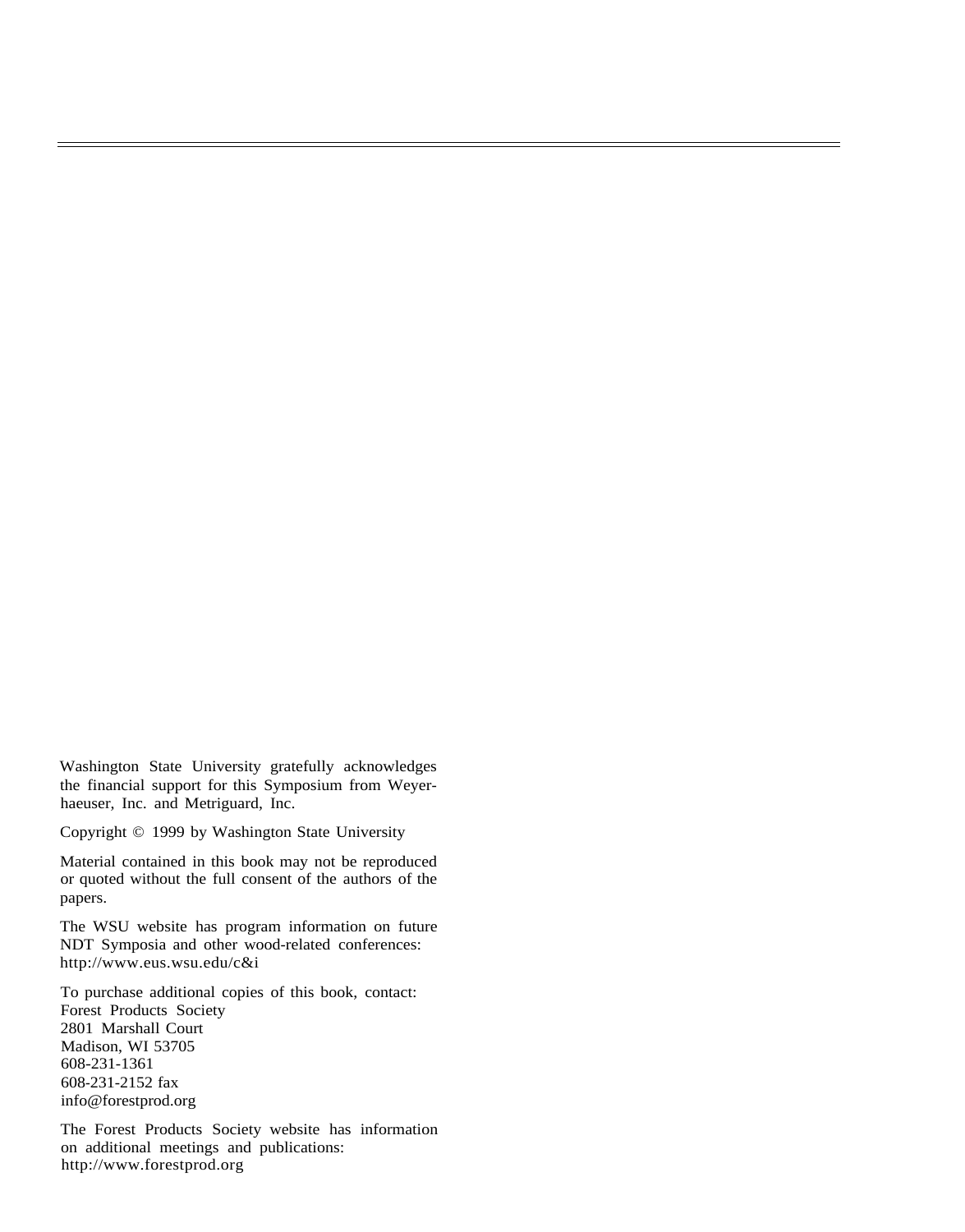Washington State University gratefully acknowledges the financial support for this Symposium from Weyerhaeuser, Inc. and Metriguard, Inc.

Copyright © 1999 by Washington State University

Material contained in this book may not be reproduced or quoted without the full consent of the authors of the papers.

The WSU website has program information on future NDT Symposia and other wood-related conferences:
http://www.eus.wsu.edu/c&i

To purchase additional copies of this book, contact:
Forest Products Society
2801 Marshall Court
Madison, WI 53705
608-231-1361
608-231-2152 fax
info@forestprod.org

The Forest Products Society website has information on additional meetings and publications:
http://www.forestprod.org